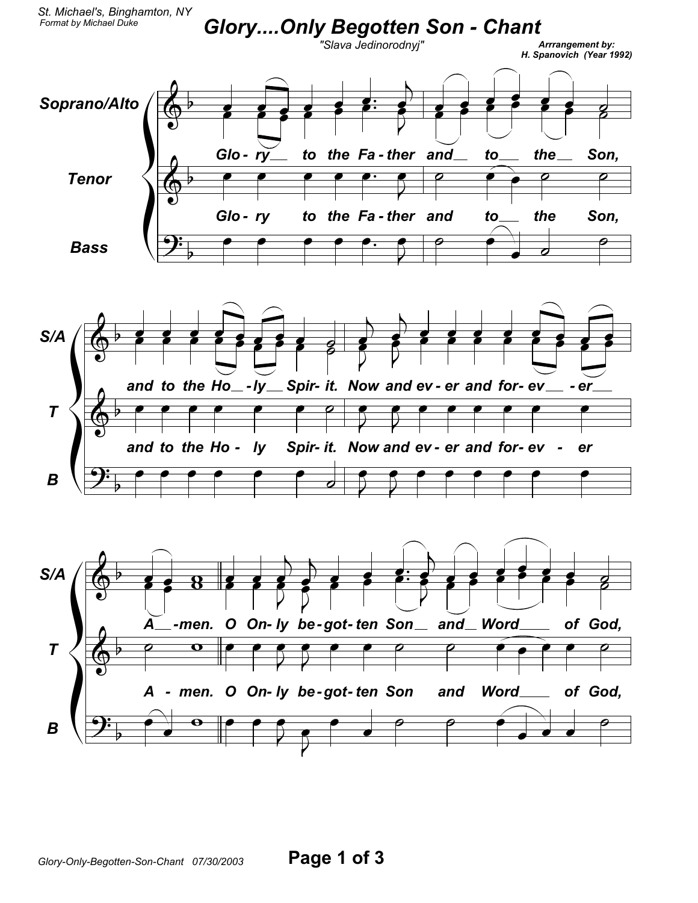St. Michael's, Binghamton, NY
Format by Michael Duke

# Glory....Only Begotten Son - Chant

"Slava Jedinorodnyj"

Arrrangement by:
H. Spanovich (Year 1992)

Soprano/Alto

Glo - ry__ to the Fa - ther and__ to__ the__ Son,

Tenor

Glo - ry to the Fa - ther and to__ the Son,

Bass

S/A

and to the Ho__ - ly__ Spir- it. Now and ev - er and for- ev__ - er__

T

and to the Ho - ly Spir- it. Now and ev - er and for- ev - er

B

S/A

A__-men. O On- ly be-got- ten Son__ and__ Word____ of God,

T

A - men. O On- ly be-got- ten Son and Word____ of God,

B

Glory-Only-Begotten-Son-Chant 07/30/2003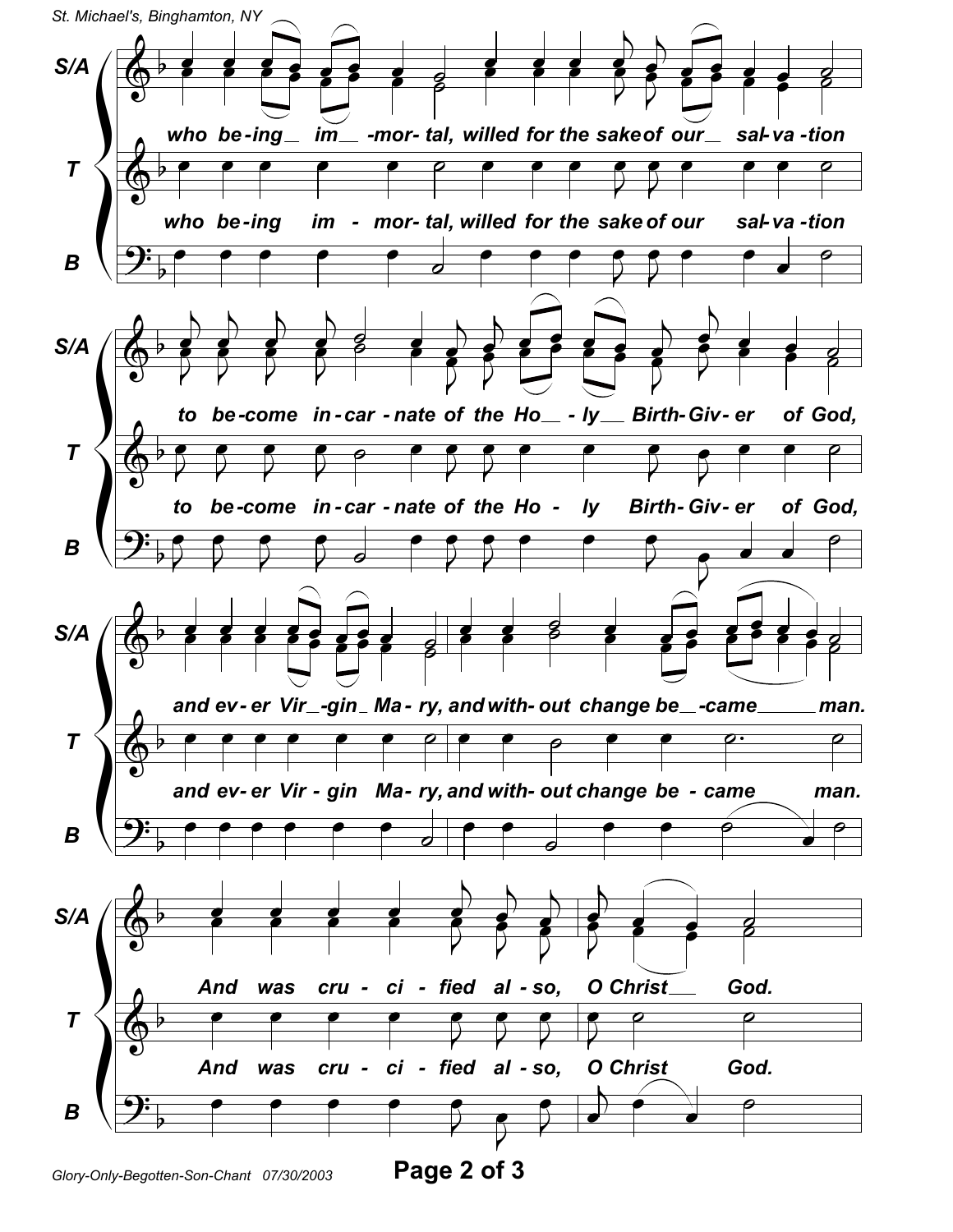who being immortal, willed for the sake of our salvation

to become incarnate of the Holy Birth-Giver of God,

and ever Virgin Mary, and without change became man.

And was crucified also, O Christ God.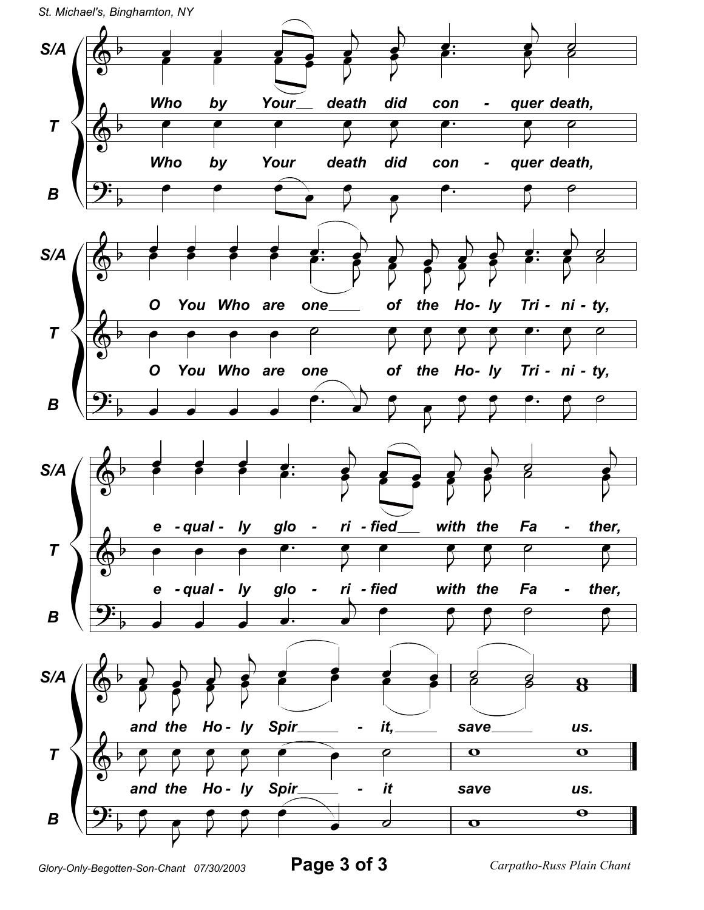St. Michael's, Binghamton, NY

S/A

Who by Your death did con - quer death,

T

Who by Your death did con - quer death,

B

S/A

O You Who are one of the Ho- ly Tri - ni - ty,

T

O You Who are one of the Ho- ly Tri - ni - ty,

B

S/A

e - qual - ly glo - ri - fied with the Fa - ther,

T

e - qual - ly glo - ri - fied with the Fa - ther,

B

S/A

and the Ho - ly Spir - it, save us.

T

and the Ho - ly Spir - it save us.

B

Glory-Only-Begotten-Son-Chant 07/30/2003

Carpatho-Russ Plain Chant